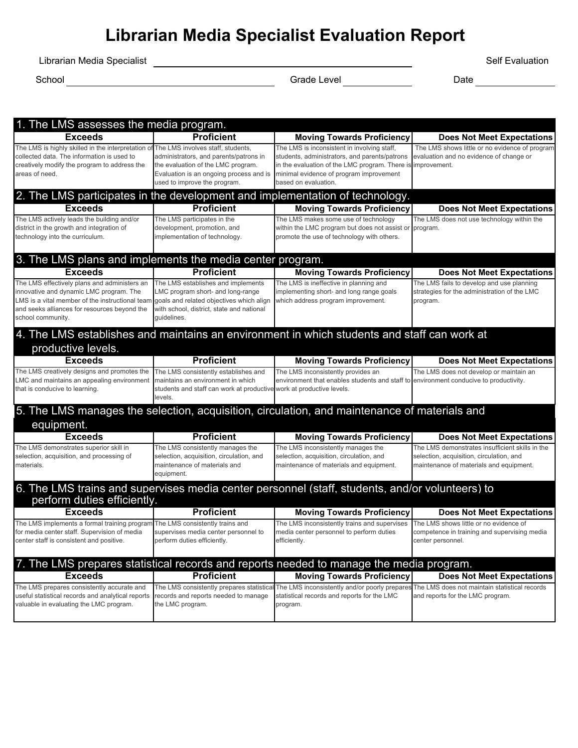# Librarian Media Specialist Evaluation Report

Librarian Media Specialist ______________________________ Self Evaluation

School ______________________________ Grade Level ____________ Date ____________

| 1. The LMS assesses the media program. | | | |
|---|---|---|---|
| **Exceeds** | **Proficient** | **Moving Towards Proficiency** | **Does Not Meet Expectations** |
| The LMS is highly skilled in the interpretation of collected data. The information is used to creatively modify the program to address the areas of need. | The LMS involves staff, students, administrators, and parents/patrons in the evaluation of the LMC program. Evaluation is an ongoing process and is used to improve the program. | The LMS is inconsistent in involving staff, students, administrators, and parents/patrons in the evaluation of the LMC program. There is minimal evidence of program improvement based on evaluation. | The LMS shows little or no evidence of program evaluation and no evidence of change or improvement. |

| 2. The LMS participates in the development and implementation of technology. | | | |
|---|---|---|---|
| **Exceeds** | **Proficient** | **Moving Towards Proficiency** | **Does Not Meet Expectations** |
| The LMS actively leads the building and/or district in the growth and integration of technology into the curriculum. | The LMS participates in the development, promotion, and implementation of technology. | The LMS makes some use of technology within the LMC program but does not assist or promote the use of technology with others. | The LMS does not use technology within the program. |

| 3. The LMS plans and implements the media center program. | | | |
|---|---|---|---|
| **Exceeds** | **Proficient** | **Moving Towards Proficiency** | **Does Not Meet Expectations** |
| The LMS effectively plans and administers an innovative and dynamic LMC program. The LMS is a vital member of the instructional team and seeks alliances for resources beyond the school community. | The LMS establishes and implements LMC program short- and long-range goals and related objectives which align with school, district, state and national guidelines. | The LMS is ineffective in planning and implementing short- and long range goals which address program improvement. | The LMS fails to develop and use planning strategies for the administration of the LMC program. |

| 4. The LMS establishes and maintains an environment in which students and staff can work at productive levels. | | | |
|---|---|---|---|
| **Exceeds** | **Proficient** | **Moving Towards Proficiency** | **Does Not Meet Expectations** |
| The LMS creatively designs and promotes the LMC and maintains an appealing environment that is conducive to learning. | The LMS consistently establishes and maintains an environment in which students and staff can work at productive levels. | The LMS inconsistently provides an environment that enables students and staff to work at productive levels. | The LMS does not develop or maintain an environment conducive to productivity. |

| 5. The LMS manages the selection, acquisition, circulation, and maintenance of materials and equipment. | | | |
|---|---|---|---|
| **Exceeds** | **Proficient** | **Moving Towards Proficiency** | **Does Not Meet Expectations** |
| The LMS demonstrates superior skill in selection, acquisition, and processing of materials. | The LMS consistently manages the selection, acquisition, circulation, and maintenance of materials and equipment. | The LMS inconsistently manages the selection, acquisition, circulation, and maintenance of materials and equipment. | The LMS demonstrates insufficient skills in the selection, acquisition, circulation, and maintenance of materials and equipment. |

| 6. The LMS trains and supervises media center personnel (staff, students, and/or volunteers) to perform duties efficiently. | | | |
|---|---|---|---|
| **Exceeds** | **Proficient** | **Moving Towards Proficiency** | **Does Not Meet Expectations** |
| The LMS implements a formal training program for media center staff. Supervision of media center staff is consistent and positive. | The LMS consistently trains and supervises media center personnel to perform duties efficiently. | The LMS inconsistently trains and supervises media center personnel to perform duties efficiently. | The LMS shows little or no evidence of competence in training and supervising media center personnel. |

| 7. The LMS prepares statistical records and reports needed to manage the media program. | | | |
|---|---|---|---|
| **Exceeds** | **Proficient** | **Moving Towards Proficiency** | **Does Not Meet Expectations** |
| The LMS prepares consistently accurate and useful statistical records and analytical reports valuable in evaluating the LMC program. | The LMS consistently prepares statistical records and reports needed to manage the LMC program. | The LMS inconsistently and/or poorly prepares statistical records and reports for the LMC program. | The LMS does not maintain statistical records and reports for the LMC program. |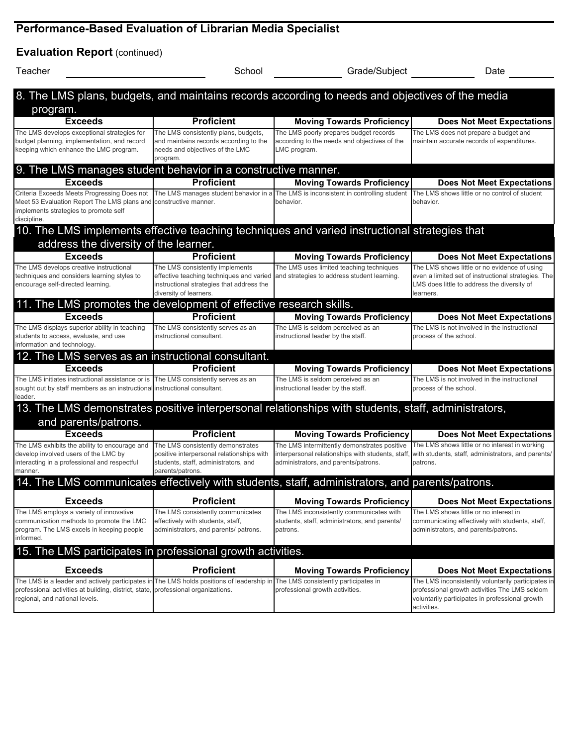## Performance-Based Evaluation of Librarian Media Specialist

### Evaluation Report (continued)

Teacher ______________ School ______________ Grade/Subject ______________ Date ______________

**8. The LMS plans, budgets, and maintains records according to needs and objectives of the media program.**

| Exceeds | Proficient | Moving Towards Proficiency | Does Not Meet Expectations |
|---|---|---|---|
| The LMS develops exceptional strategies for budget planning, implementation, and record keeping which enhance the LMC program. | The LMS consistently plans, budgets, and maintains records according to the needs and objectives of the LMC program. | The LMS poorly prepares budget records according to the needs and objectives of the LMC program. | The LMS does not prepare a budget and maintain accurate records of expenditures. |

**9. The LMS manages student behavior in a constructive manner.**

| Exceeds | Proficient | Moving Towards Proficiency | Does Not Meet Expectations |
|---|---|---|---|
| Criteria Exceeds Meets Progressing Does not Meet 53 Evaluation Report The LMS plans and implements strategies to promote self discipline. | The LMS manages student behavior in a constructive manner. | The LMS is inconsistent in controlling student behavior. | The LMS shows little or no control of student behavior. |

**10. The LMS implements effective teaching techniques and varied instructional strategies that address the diversity of the learner.**

| Exceeds | Proficient | Moving Towards Proficiency | Does Not Meet Expectations |
|---|---|---|---|
| The LMS develops creative instructional techniques and considers learning styles to encourage self-directed learning. | The LMS consistently implements effective teaching techniques and varied instructional strategies that address the diversity of learners. | The LMS uses limited teaching techniques and strategies to address student learning. | The LMS shows little or no evidence of using even a limited set of instructional strategies. The LMS does little to address the diversity of learners. |

**11. The LMS promotes the development of effective research skills.**

| Exceeds | Proficient | Moving Towards Proficiency | Does Not Meet Expectations |
|---|---|---|---|
| The LMS displays superior ability in teaching students to access, evaluate, and use information and technology. | The LMS consistently serves as an instructional consultant. | The LMS is seldom perceived as an instructional leader by the staff. | The LMS is not involved in the instructional process of the school. |

**12. The LMS serves as an instructional consultant.**

| Exceeds | Proficient | Moving Towards Proficiency | Does Not Meet Expectations |
|---|---|---|---|
| The LMS initiates instructional assistance or is sought out by staff members as an instructional leader. | The LMS consistently serves as an instructional consultant. | The LMS is seldom perceived as an instructional leader by the staff. | The LMS is not involved in the instructional process of the school. |

**13. The LMS demonstrates positive interpersonal relationships with students, staff, administrators, and parents/patrons.**

| Exceeds | Proficient | Moving Towards Proficiency | Does Not Meet Expectations |
|---|---|---|---|
| The LMS exhibits the ability to encourage and develop involved users of the LMC by interacting in a professional and respectful manner. | The LMS consistently demonstrates positive interpersonal relationships with students, staff, administrators, and parents/patrons. | The LMS intermittently demonstrates positive interpersonal relationships with students, staff, administrators, and parents/patrons. | The LMS shows little or no interest in working with students, staff, administrators, and parents/patrons. |

**14. The LMS communicates effectively with students, staff, administrators, and parents/patrons.**

| Exceeds | Proficient | Moving Towards Proficiency | Does Not Meet Expectations |
|---|---|---|---|
| The LMS employs a variety of innovative communication methods to promote the LMC program. The LMS excels in keeping people informed. | The LMS consistently communicates effectively with students, staff, administrators, and parents/ patrons. | The LMS inconsistently communicates with students, staff, administrators, and parents/ patrons. | The LMS shows little or no interest in communicating effectively with students, staff, administrators, and parents/patrons. |

**15. The LMS participates in professional growth activities.**

| Exceeds | Proficient | Moving Towards Proficiency | Does Not Meet Expectations |
|---|---|---|---|
| The LMS is a leader and actively participates in professional activities at building, district, state, regional, and national levels. | The LMS holds positions of leadership in professional organizations. | The LMS consistently participates in professional growth activities. | The LMS inconsistently voluntarily participates in professional growth activities The LMS seldom voluntarily participates in professional growth activities. |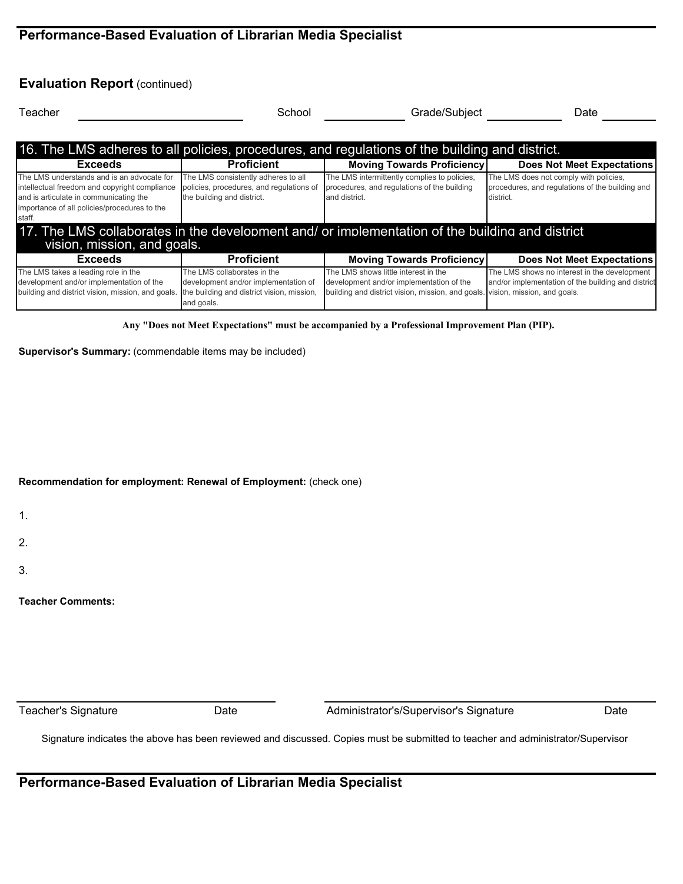## Performance-Based Evaluation of Librarian Media Specialist

### Evaluation Report (continued)

Teacher ______________________ School ____________ Grade/Subject ____________ Date ________

| 16. The LMS adheres to all policies, procedures, and regulations of the building and district. | | | |
|---|---|---|---|
| **Exceeds** | **Proficient** | **Moving Towards Proficiency** | **Does Not Meet Expectations** |
| The LMS understands and is an advocate for intellectual freedom and copyright compliance and is articulate in communicating the importance of all policies/procedures to the staff. | The LMS consistently adheres to all policies, procedures, and regulations of the building and district. | The LMS intermittently complies to policies, procedures, and regulations of the building and district. | The LMS does not comply with policies, procedures, and regulations of the building and district. |

| 17. The LMS collaborates in the development and/ or implementation of the building and district vision, mission, and goals. | | | |
|---|---|---|---|
| **Exceeds** | **Proficient** | **Moving Towards Proficiency** | **Does Not Meet Expectations** |
| The LMS takes a leading role in the development and/or implementation of the building and district vision, mission, and goals. | The LMS collaborates in the development and/or implementation of the building and district vision, mission, and goals. | The LMS shows little interest in the development and/or implementation of the building and district vision, mission, and goals. | The LMS shows no interest in the development and/or implementation of the building and district vision, mission, and goals. |

**Any "Does not Meet Expectations" must be accompanied by a Professional Improvement Plan (PIP).**

**Supervisor's Summary:** (commendable items may be included)

**Recommendation for employment: Renewal of Employment:** (check one)

1.

2.

3.

**Teacher Comments:**

Teacher's Signature ____________ Date ________ Administrator's/Supervisor's Signature ____________ Date ________

Signature indicates the above has been reviewed and discussed. Copies must be submitted to teacher and administrator/Supervisor